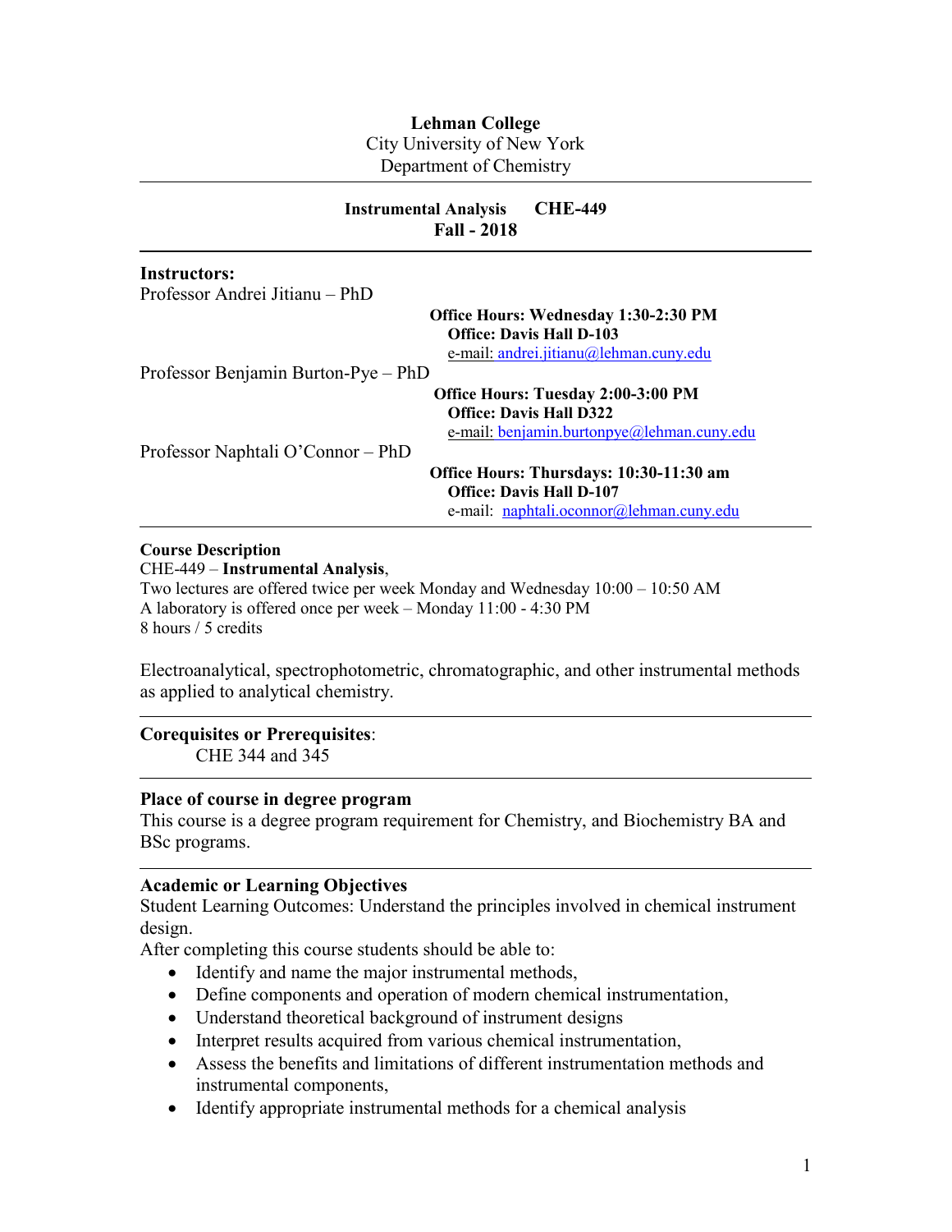**Lehman College**
City University of New York
Department of Chemistry

---

**Instrumental Analysis CHE-449**
**Fall - 2018**

---

**Instructors:**

Professor Andrei Jitianu – PhD
**Office Hours: Wednesday 1:30-2:30 PM**
**Office: Davis Hall D-103**
e-mail: andrei.jitianu@lehman.cuny.edu

Professor Benjamin Burton-Pye – PhD
**Office Hours: Tuesday 2:00-3:00 PM**
**Office: Davis Hall D322**
e-mail: benjamin.burtonpye@lehman.cuny.edu

Professor Naphtali O'Connor – PhD
**Office Hours: Thursdays: 10:30-11:30 am**
**Office: Davis Hall D-107**
e-mail: naphtali.oconnor@lehman.cuny.edu

---

**Course Description**

CHE-449 – **Instrumental Analysis**,
Two lectures are offered twice per week Monday and Wednesday 10:00 – 10:50 AM
A laboratory is offered once per week – Monday 11:00 - 4:30 PM
8 hours / 5 credits

Electroanalytical, spectrophotometric, chromatographic, and other instrumental methods as applied to analytical chemistry.

---

**Corequisites or Prerequisites**:

CHE 344 and 345

---

**Place of course in degree program**

This course is a degree program requirement for Chemistry, and Biochemistry BA and BSc programs.

---

**Academic or Learning Objectives**

Student Learning Outcomes: Understand the principles involved in chemical instrument design.

After completing this course students should be able to:

- Identify and name the major instrumental methods,
- Define components and operation of modern chemical instrumentation,
- Understand theoretical background of instrument designs
- Interpret results acquired from various chemical instrumentation,
- Assess the benefits and limitations of different instrumentation methods and instrumental components,
- Identify appropriate instrumental methods for a chemical analysis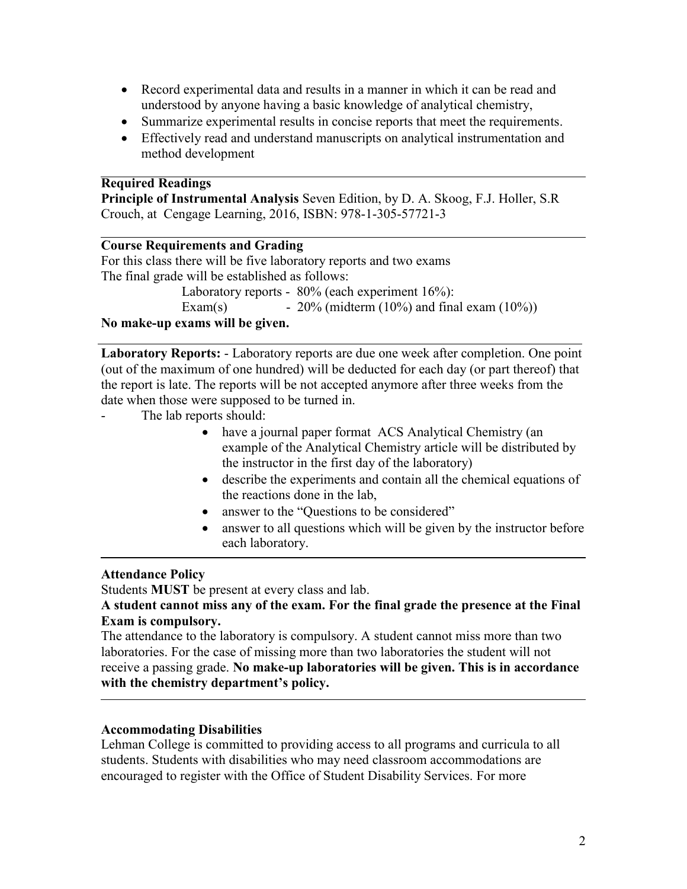- Record experimental data and results in a manner in which it can be read and understood by anyone having a basic knowledge of analytical chemistry,
- Summarize experimental results in concise reports that meet the requirements.
- Effectively read and understand manuscripts on analytical instrumentation and method development

## Required Readings

**Principle of Instrumental Analysis** Seven Edition, by D. A. Skoog, F.J. Holler, S.R Crouch, at Cengage Learning, 2016, ISBN: 978-1-305-57721-3

## Course Requirements and Grading

For this class there will be five laboratory reports and two exams
The final grade will be established as follows:

Laboratory reports - 80% (each experiment 16%):
Exam(s) - 20% (midterm (10%) and final exam (10%))

**No make-up exams will be given.**

**Laboratory Reports:** - Laboratory reports are due one week after completion. One point (out of the maximum of one hundred) will be deducted for each day (or part thereof) that the report is late. The reports will be not accepted anymore after three weeks from the date when those were supposed to be turned in.

- The lab reports should:
  - have a journal paper format ACS Analytical Chemistry (an example of the Analytical Chemistry article will be distributed by the instructor in the first day of the laboratory)
  - describe the experiments and contain all the chemical equations of the reactions done in the lab,
  - answer to the "Questions to be considered"
  - answer to all questions which will be given by the instructor before each laboratory.

## Attendance Policy

Students **MUST** be present at every class and lab.

**A student cannot miss any of the exam. For the final grade the presence at the Final Exam is compulsory.**

The attendance to the laboratory is compulsory. A student cannot miss more than two laboratories. For the case of missing more than two laboratories the student will not receive a passing grade. **No make-up laboratories will be given. This is in accordance with the chemistry department's policy.**

## Accommodating Disabilities

Lehman College is committed to providing access to all programs and curricula to all students. Students with disabilities who may need classroom accommodations are encouraged to register with the Office of Student Disability Services. For more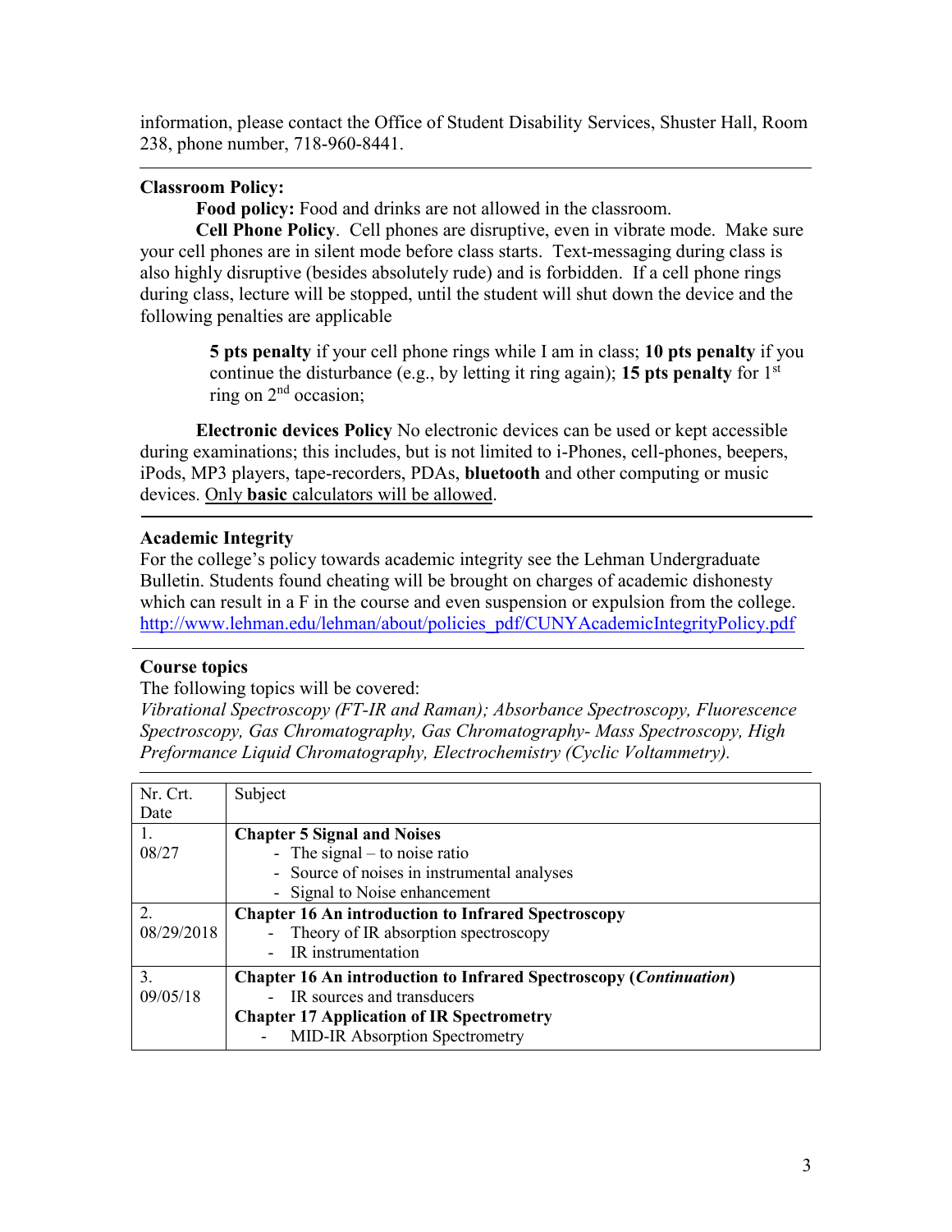information, please contact the Office of Student Disability Services, Shuster Hall, Room 238, phone number, 718-960-8441.

---

**Classroom Policy:**

**Food policy:** Food and drinks are not allowed in the classroom.

**Cell Phone Policy**. Cell phones are disruptive, even in vibrate mode. Make sure your cell phones are in silent mode before class starts. Text-messaging during class is also highly disruptive (besides absolutely rude) and is forbidden. If a cell phone rings during class, lecture will be stopped, until the student will shut down the device and the following penalties are applicable

> **5 pts penalty** if your cell phone rings while I am in class; **10 pts penalty** if you continue the disturbance (e.g., by letting it ring again); **15 pts penalty** for 1st ring on 2nd occasion;

**Electronic devices Policy** No electronic devices can be used or kept accessible during examinations; this includes, but is not limited to i-Phones, cell-phones, beepers, iPods, MP3 players, tape-recorders, PDAs, **bluetooth** and other computing or music devices. Only **basic** calculators will be allowed.

---

**Academic Integrity**

For the college's policy towards academic integrity see the Lehman Undergraduate Bulletin. Students found cheating will be brought on charges of academic dishonesty which can result in a F in the course and even suspension or expulsion from the college. http://www.lehman.edu/lehman/about/policies_pdf/CUNYAcademicIntegrityPolicy.pdf

---

**Course topics**

The following topics will be covered:

*Vibrational Spectroscopy (FT-IR and Raman); Absorbance Spectroscopy, Fluorescence Spectroscopy, Gas Chromatography, Gas Chromatography- Mass Spectroscopy, High Preformance Liquid Chromatography, Electrochemistry (Cyclic Voltammetry).*

---

| Nr. Crt. Date | Subject |
|---|---|
| 1. 08/27 | **Chapter 5 Signal and Noises**<br>- The signal – to noise ratio<br>- Source of noises in instrumental analyses<br>- Signal to Noise enhancement |
| 2. 08/29/2018 | **Chapter 16 An introduction to Infrared Spectroscopy**<br>- Theory of IR absorption spectroscopy<br>- IR instrumentation |
| 3. 09/05/18 | **Chapter 16 An introduction to Infrared Spectroscopy (*Continuation*)**<br>- IR sources and transducers<br>**Chapter 17 Application of IR Spectrometry**<br>- MID-IR Absorption Spectrometry |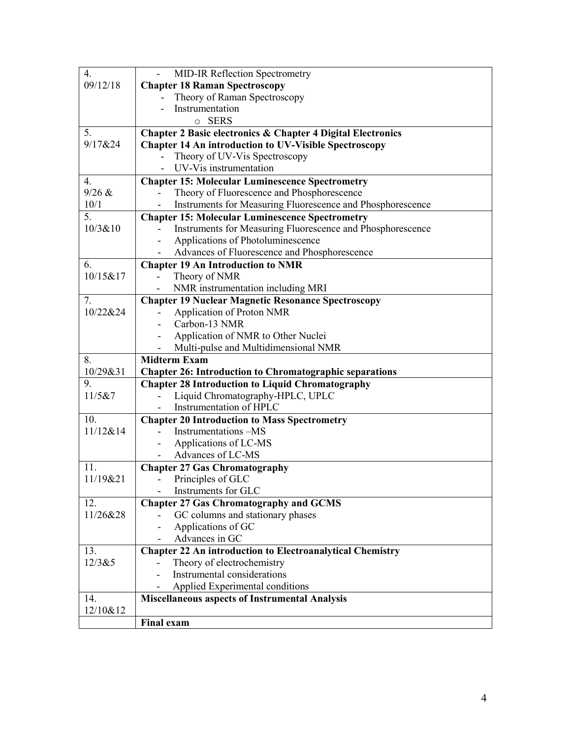| | |
|---|---|
| 4.<br>09/12/18 | - MID-IR Reflection Spectrometry<br>**Chapter 18 Raman Spectroscopy**<br>- Theory of Raman Spectroscopy<br>- Instrumentation<br>&nbsp;&nbsp;&nbsp;&nbsp;o SERS |
| 5.<br>9/17&24 | **Chapter 2 Basic electronics & Chapter 4 Digital Electronics**<br>**Chapter 14 An introduction to UV-Visible Spectroscopy**<br>- Theory of UV-Vis Spectroscopy<br>- UV-Vis instrumentation |
| 4.<br>9/26 &<br>10/1 | **Chapter 15: Molecular Luminescence Spectrometry**<br>- Theory of Fluorescence and Phosphorescence<br>- Instruments for Measuring Fluorescence and Phosphorescence |
| 5.<br>10/3&10 | **Chapter 15: Molecular Luminescence Spectrometry**<br>- Instruments for Measuring Fluorescence and Phosphorescence<br>- Applications of Photoluminescence<br>- Advances of Fluorescence and Phosphorescence |
| 6.<br>10/15&17 | **Chapter 19 An Introduction to NMR**<br>- Theory of NMR<br>- NMR instrumentation including MRI |
| 7.<br>10/22&24 | **Chapter 19 Nuclear Magnetic Resonance Spectroscopy**<br>- Application of Proton NMR<br>- Carbon-13 NMR<br>- Application of NMR to Other Nuclei<br>- Multi-pulse and Multidimensional NMR |
| 8.<br>10/29&31 | **Midterm Exam**<br>**Chapter 26: Introduction to Chromatographic separations** |
| 9.<br>11/5&7 | **Chapter 28 Introduction to Liquid Chromatography**<br>- Liquid Chromatography-HPLC, UPLC<br>- Instrumentation of HPLC |
| 10.<br>11/12&14 | **Chapter 20 Introduction to Mass Spectrometry**<br>- Instrumentations –MS<br>- Applications of LC-MS<br>- Advances of LC-MS |
| 11.<br>11/19&21 | **Chapter 27 Gas Chromatography**<br>- Principles of GLC<br>- Instruments for GLC |
| 12.<br>11/26&28 | **Chapter 27 Gas Chromatography and GCMS**<br>- GC columns and stationary phases<br>- Applications of GC<br>- Advances in GC |
| 13.<br>12/3&5 | **Chapter 22 An introduction to Electroanalytical Chemistry**<br>- Theory of electrochemistry<br>- Instrumental considerations<br>- Applied Experimental conditions |
| 14.<br>12/10&12 | **Miscellaneous aspects of Instrumental Analysis** |
| | **Final exam** |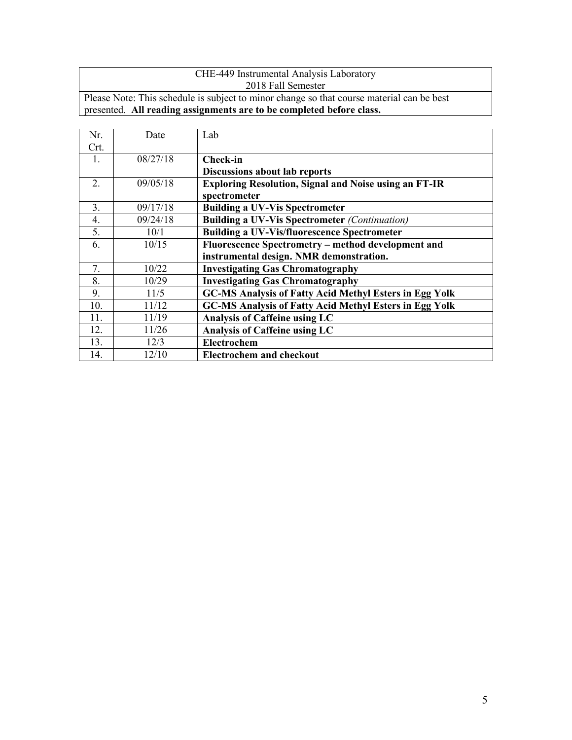| CHE-449 Instrumental Analysis Laboratory<br>2018 Fall Semester |
|---|
| Please Note: This schedule is subject to minor change so that course material can be best presented. **All reading assignments are to be completed before class.** |

| Nr. Crt. | Date | Lab |
|---|---|---|
| 1. | 08/27/18 | **Check-in**<br>**Discussions about lab reports** |
| 2. | 09/05/18 | **Exploring Resolution, Signal and Noise using an FT-IR spectrometer** |
| 3. | 09/17/18 | **Building a UV-Vis Spectrometer** |
| 4. | 09/24/18 | **Building a UV-Vis Spectrometer** *(Continuation)* |
| 5. | 10/1 | **Building a UV-Vis/fluorescence Spectrometer** |
| 6. | 10/15 | **Fluorescence Spectrometry – method development and instrumental design. NMR demonstration.** |
| 7. | 10/22 | **Investigating Gas Chromatography** |
| 8. | 10/29 | **Investigating Gas Chromatography** |
| 9. | 11/5 | **GC-MS Analysis of Fatty Acid Methyl Esters in Egg Yolk** |
| 10. | 11/12 | **GC-MS Analysis of Fatty Acid Methyl Esters in Egg Yolk** |
| 11. | 11/19 | **Analysis of Caffeine using LC** |
| 12. | 11/26 | **Analysis of Caffeine using LC** |
| 13. | 12/3 | **Electrochem** |
| 14. | 12/10 | **Electrochem and checkout** |